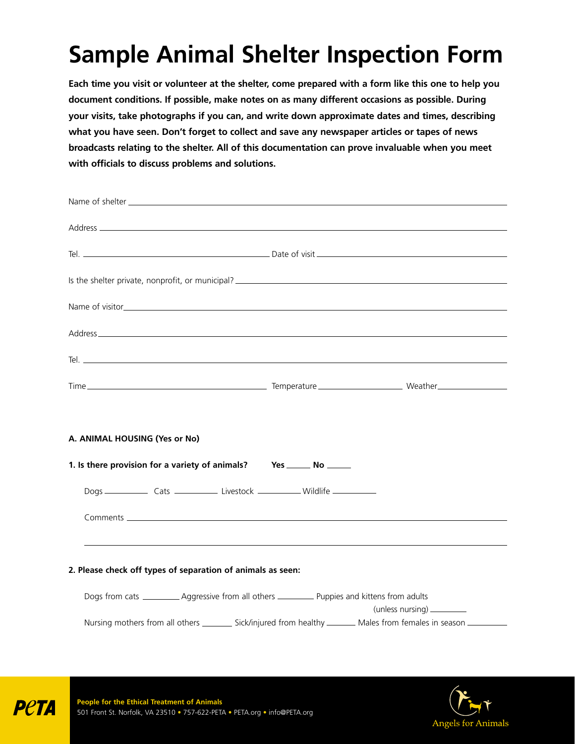# Sample Animal Shelter Inspection Form

**Each time you visit or volunteer at the shelter, come prepared with a form like this one to help you document conditions. If possible, make notes on as many different occasions as possible. During your visits, take photographs if you can, and write down approximate dates and times, describing what you have seen. Don't forget to collect and save any newspaper articles or tapes of news broadcasts relating to the shelter. All of this documentation can prove invaluable when you meet with officials to discuss problems and solutions.**

Name of shelter ____________________

Address ____________________

Tel. ____________________ Date of visit ____________________

Is the shelter private, nonprofit, or municipal? ____________________

Name of visitor ____________________

Address ____________________

Tel. ____________________

Time ____________________ Temperature ____________ Weather ____________

**A. ANIMAL HOUSING (Yes or No)**

**1. Is there provision for a variety of animals? Yes ______ No ______**

Dogs ________ Cats ________ Livestock ________ Wildlife ________

Comments ____________________

____________________

**2. Please check off types of separation of animals as seen:**

Dogs from cats ________ Aggressive from all others ________ Puppies and kittens from adults (unless nursing) ________

Nursing mothers from all others ________ Sick/injured from healthy ________ Males from females in season ________

**People for the Ethical Treatment of Animals**
501 Front St. Norfolk, VA 23510 • 757-622-PETA • PETA.org • info@PETA.org

Angels for Animals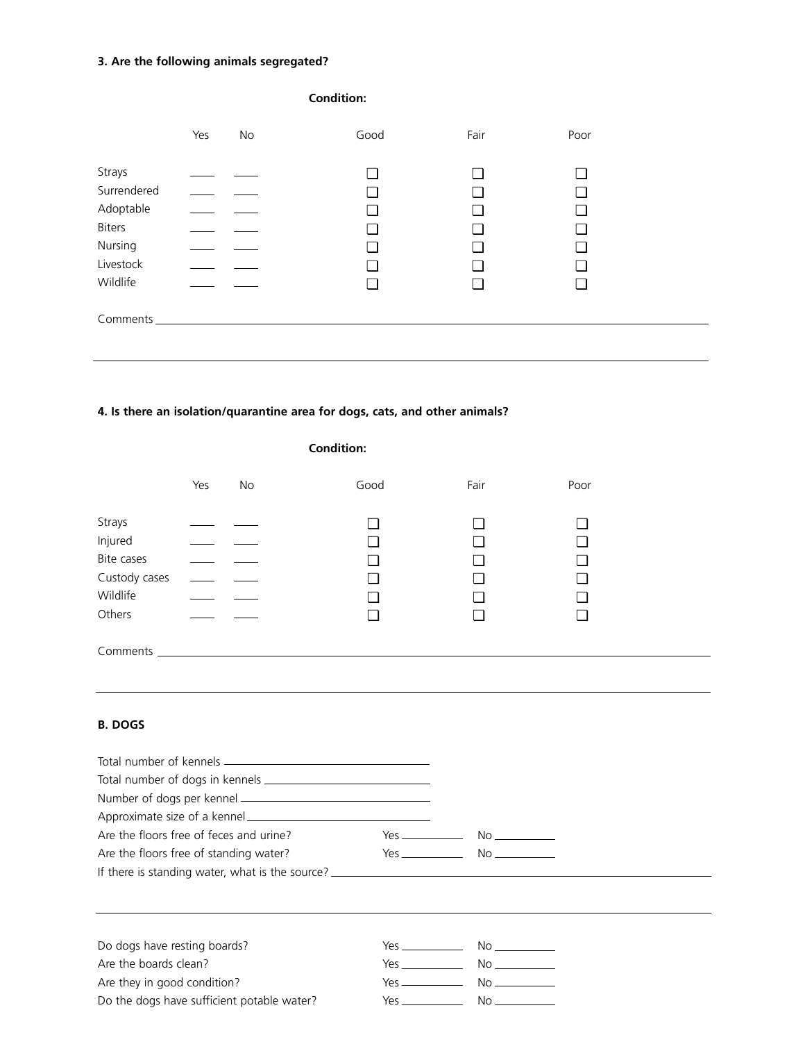**3. Are the following animals segregated?**

| | Yes | No | Condition: Good | Fair | Poor |
|---|---|---|---|---|---|
| Strays | ____ | ____ | ❑ | ❑ | ❑ |
| Surrendered | ____ | ____ | ❑ | ❑ | ❑ |
| Adoptable | ____ | ____ | ❑ | ❑ | ❑ |
| Biters | ____ | ____ | ❑ | ❑ | ❑ |
| Nursing | ____ | ____ | ❑ | ❑ | ❑ |
| Livestock | ____ | ____ | ❑ | ❑ | ❑ |
| Wildlife | ____ | ____ | ❑ | ❑ | ❑ |

Comments ______________________________________________________________________________

______________________________________________________________________________________

**4. Is there an isolation/quarantine area for dogs, cats, and other animals?**

| | Yes | No | Condition: Good | Fair | Poor |
|---|---|---|---|---|---|
| Strays | ____ | ____ | ❑ | ❑ | ❑ |
| Injured | ____ | ____ | ❑ | ❑ | ❑ |
| Bite cases | ____ | ____ | ❑ | ❑ | ❑ |
| Custody cases | ____ | ____ | ❑ | ❑ | ❑ |
| Wildlife | ____ | ____ | ❑ | ❑ | ❑ |
| Others | ____ | ____ | ❑ | ❑ | ❑ |

Comments ______________________________________________________________________________

______________________________________________________________________________________

**B. DOGS**

Total number of kennels ______________________________

Total number of dogs in kennels ______________________________

Number of dogs per kennel ______________________________

Approximate size of a kennel ______________________________

Are the floors free of feces and urine? Yes __________ No __________

Are the floors free of standing water? Yes __________ No __________

If there is standing water, what is the source? ______________________________________________

______________________________________________________________________________________

Do dogs have resting boards? Yes __________ No __________

Are the boards clean? Yes __________ No __________

Are they in good condition? Yes __________ No __________

Do the dogs have sufficient potable water? Yes __________ No __________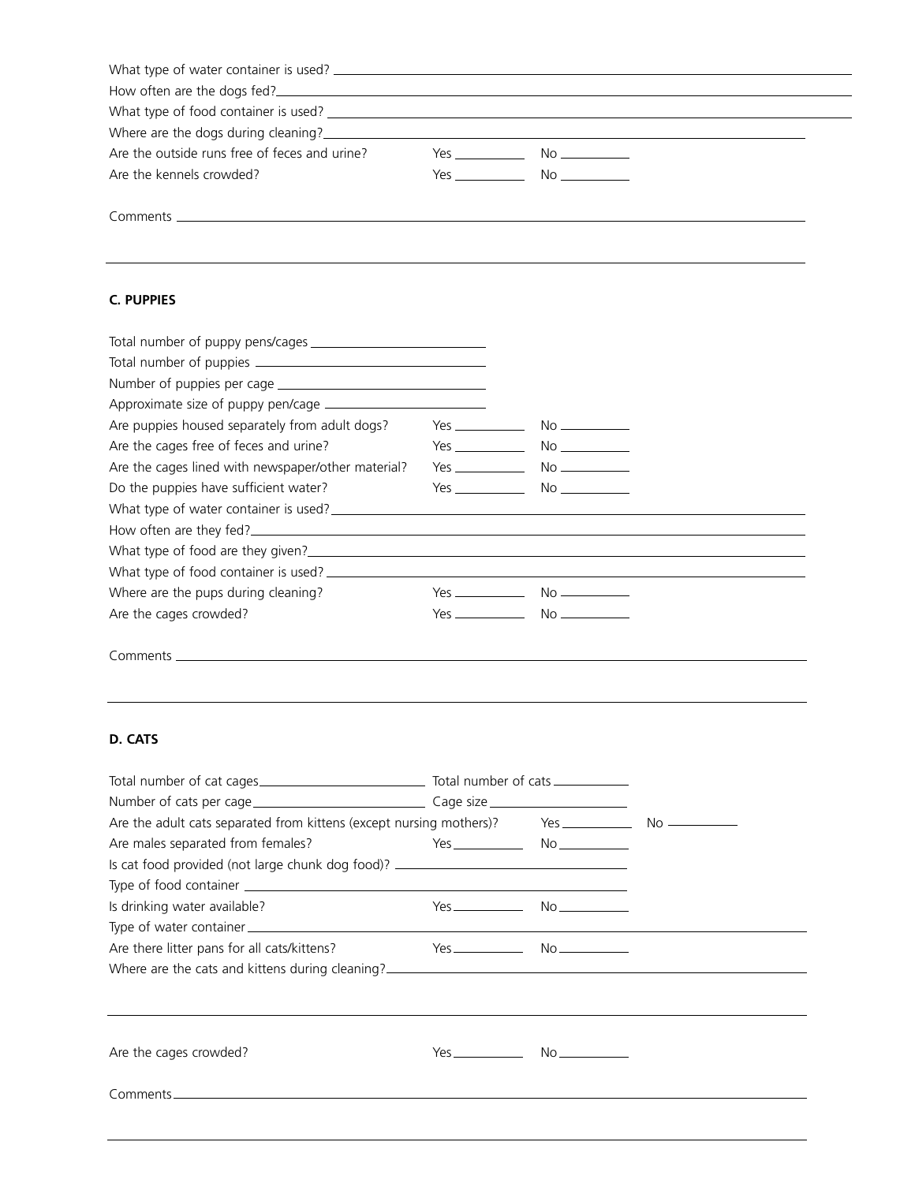What type of water container is used? ____________________

How often are the dogs fed? ____________________

What type of food container is used? ____________________

Where are the dogs during cleaning? ____________________

Are the outside runs free of feces and urine? Yes ______ No ______

Are the kennels crowded? Yes ______ No ______

Comments ____________________

____________________

**C. PUPPIES**

Total number of puppy pens/cages ____________________

Total number of puppies ____________________

Number of puppies per cage ____________________

Approximate size of puppy pen/cage ____________________

Are puppies housed separately from adult dogs? Yes ______ No ______

Are the cages free of feces and urine? Yes ______ No ______

Are the cages lined with newspaper/other material? Yes ______ No ______

Do the puppies have sufficient water? Yes ______ No ______

What type of water container is used? ____________________

How often are they fed? ____________________

What type of food are they given? ____________________

What type of food container is used? ____________________

Where are the pups during cleaning? Yes ______ No ______

Are the cages crowded? Yes ______ No ______

Comments ____________________

____________________

**D. CATS**

Total number of cat cages ____________________ Total number of cats ______

Number of cats per cage ____________________ Cage size ______

Are the adult cats separated from kittens (except nursing mothers)? Yes ______ No ______

Are males separated from females? Yes ______ No ______

Is cat food provided (not large chunk dog food)? ____________________

Type of food container ____________________

Is drinking water available? Yes ______ No ______

Type of water container ____________________

Are there litter pans for all cats/kittens? Yes ______ No ______

Where are the cats and kittens during cleaning? ____________________

____________________

Are the cages crowded? Yes ______ No ______

Comments ____________________

____________________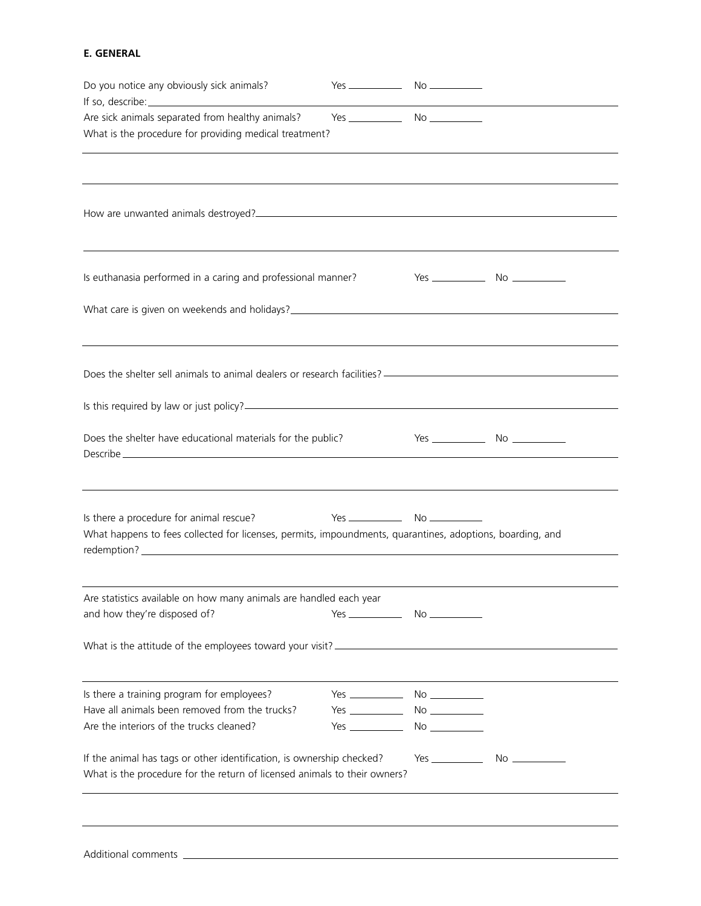**E. GENERAL**

Do you notice any obviously sick animals? Yes ________ No ________

If so, describe: ____________________________________________

Are sick animals separated from healthy animals? Yes ________ No ________

What is the procedure for providing medical treatment?

____________________________________________

____________________________________________

How are unwanted animals destroyed? ____________________________________________

____________________________________________

Is euthanasia performed in a caring and professional manner? Yes ________ No ________

What care is given on weekends and holidays? ____________________________________________

____________________________________________

Does the shelter sell animals to animal dealers or research facilities? ____________________________________________

Is this required by law or just policy? ____________________________________________

Does the shelter have educational materials for the public? Yes ________ No ________

Describe ____________________________________________

____________________________________________

Is there a procedure for animal rescue? Yes ________ No ________

What happens to fees collected for licenses, permits, impoundments, quarantines, adoptions, boarding, and redemption? ____________________________________________

____________________________________________

Are statistics available on how many animals are handled each year and how they're disposed of? Yes ________ No ________

What is the attitude of the employees toward your visit? ____________________________________________

____________________________________________

Is there a training program for employees? Yes ________ No ________

Have all animals been removed from the trucks? Yes ________ No ________

Are the interiors of the trucks cleaned? Yes ________ No ________

If the animal has tags or other identification, is ownership checked? Yes ________ No ________

What is the procedure for the return of licensed animals to their owners?

____________________________________________

____________________________________________

Additional comments ____________________________________________